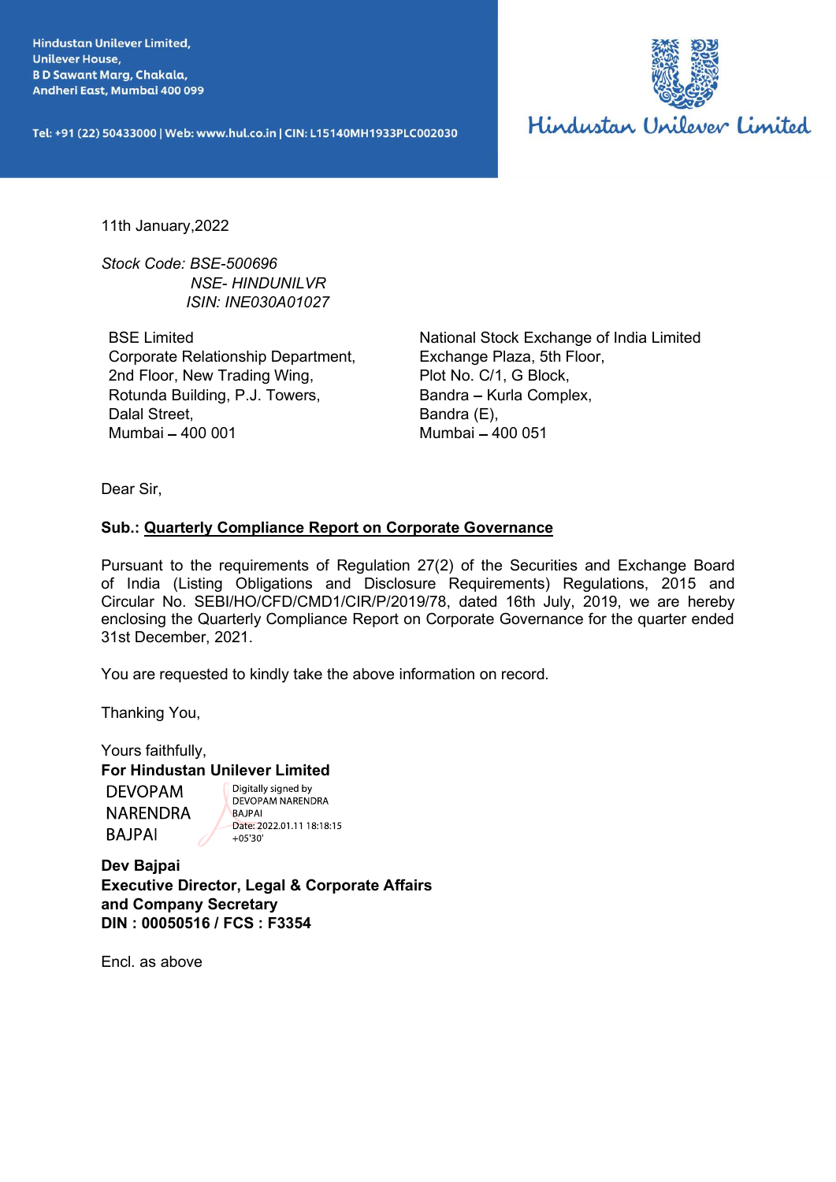Hindustan Unilever Limited,
Unilever House,
B D Sawant Marg, Chakala,
Andheri East, Mumbai 400 099

Tel: +91 (22) 50433000 | Web: www.hul.co.in | CIN: L15140MH1933PLC002030

Hindustan Unilever Limited

11th January,2022

*Stock Code: BSE-500696*
*NSE- HINDUNILVR*
*ISIN: INE030A01027*

BSE Limited
Corporate Relationship Department,
2nd Floor, New Trading Wing,
Rotunda Building, P.J. Towers,
Dalal Street,
Mumbai – 400 001

National Stock Exchange of India Limited
Exchange Plaza, 5th Floor,
Plot No. C/1, G Block,
Bandra – Kurla Complex,
Bandra (E),
Mumbai – 400 051

Dear Sir,

**Sub.: Quarterly Compliance Report on Corporate Governance**

Pursuant to the requirements of Regulation 27(2) of the Securities and Exchange Board of India (Listing Obligations and Disclosure Requirements) Regulations, 2015 and Circular No. SEBI/HO/CFD/CMD1/CIR/P/2019/78, dated 16th July, 2019, we are hereby enclosing the Quarterly Compliance Report on Corporate Governance for the quarter ended 31st December, 2021.

You are requested to kindly take the above information on record.

Thanking You,

Yours faithfully,
**For Hindustan Unilever Limited**

DEVOPAM NARENDRA BAJPAI
Digitally signed by DEVOPAM NARENDRA BAJPAI
Date: 2022.01.11 18:18:15 +05'30'

**Dev Bajpai**
**Executive Director, Legal & Corporate Affairs and Company Secretary**
**DIN : 00050516 / FCS : F3354**

Encl. as above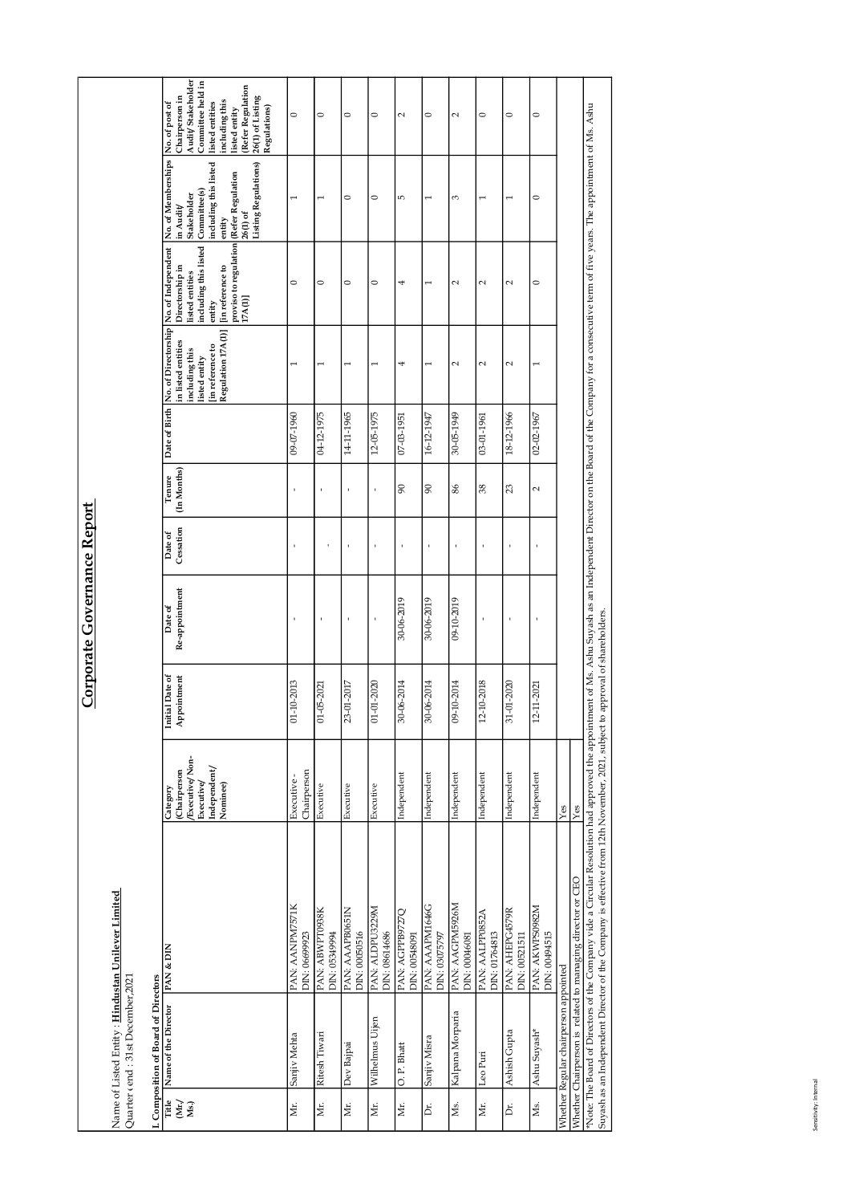# Corporate Governance Report

Name of Listed Entity : **Hindustan Unilever Limited**

Quarter end : 31st December,2021

**I. Composition of Board of Directors**

| Title (Mr./ Ms.) | Name of the Director | PAN & DIN | Category (Chairperson /Executive/ Non-Executive/ Independent/ Nominee) | Initial Date of Appointment | Date of Re-appointment | Date of Cessation | Tenure (In Months) | Date of Birth | No. of Directorship in listed entities including this listed entity [in reference to Regulation 17A(1)] | No. of Independent Directorship in listed entities including this listed entity [in reference to proviso to regulation 17A(1)] | No. of Memberships in Audit/ Stakeholder Committee(s) including this listed entity (Refer Regulation 26(1) of Listing Regulations) | No. of post of Chairperson in Audit/Stakeholder Committee held in listed entities including this listed entity (Refer Regulation 26(1) of Listing Regulations) |
|---|---|---|---|---|---|---|---|---|---|---|---|---|
| Mr. | Sanjiv Mehta | PAN: AANPM7571K DIN: 06699923 | Executive - Chairperson | 01-10-2013 | - | - | - | 09-07-1960 | 1 | 0 | 1 | 0 |
| Mr. | Ritesh Tiwari | PAN: ABWPT0988K DIN: 05349994 | Executive | 01-05-2021 | - | - | - | 04-12-1975 | 1 | 0 | 1 | 0 |
| Mr. | Dev Bajpai | PAN: AAAPB0651N DIN: 00050516 | Executive | 23-01-2017 | - | - | - | 14-11-1965 | 1 | 0 | 0 | 0 |
| Mr. | Wilhelmus Uijen | PAN: ALDPU3229M DIN: 08614686 | Executive | 01-01-2020 | - | - | - | 12-05-1975 | 1 | 0 | 0 | 0 |
| Mr. | O. P. Bhatt | PAN: AGPPB9727Q DIN: 00548091 | Independent | 30-06-2014 | 30-06-2019 | - | 90 | 07-03-1951 | 4 | 4 | 5 | 2 |
| Dr. | Sanjiv Misra | PAN: AAAPM1646G DIN: 03075797 | Independent | 30-06-2014 | 30-06-2019 | - | 90 | 16-12-1947 | 1 | 1 | 1 | 0 |
| Ms. | Kalpana Morparia | PAN: AAGPM5926M DIN: 00046081 | Independent | 09-10-2014 | 09-10-2019 | - | 86 | 30-05-1949 | 2 | 2 | 3 | 2 |
| Mr. | Leo Puri | PAN: AALPP0852A DIN: 01764813 | Independent | 12-10-2018 | - | - | 38 | 03-01-1961 | 2 | 2 | 1 | 0 |
| Dr. | Ashish Gupta | PAN: AHEPG4579R DIN: 00521511 | Independent | 31-01-2020 | - | - | 23 | 18-12-1966 | 2 | 2 | 1 | 0 |
| Ms. | Ashu Suyash* | PAN: AKWPS0982M DIN: 00494515 | Independent | 12-11-2021 | - | - | 2 | 02-02-1967 | 1 | 0 | 0 | 0 |
| Whether Regular chairperson appointed | | | Yes | | | | | | | | | |
| Whether Chairperson is related to managing director or CEO | | | Yes | | | | | | | | | |

*Note: The Board of Directors of the Company vide a Circular Resolution had approved the appointment of Ms. Ashu Suyash as an Independent Director on the Board of the Company for a consecutive term of five years. The appointment of Ms. Ashu Suyash as an Independent Director of the Company is effective from 12th November, 2021, subject to approval of shareholders.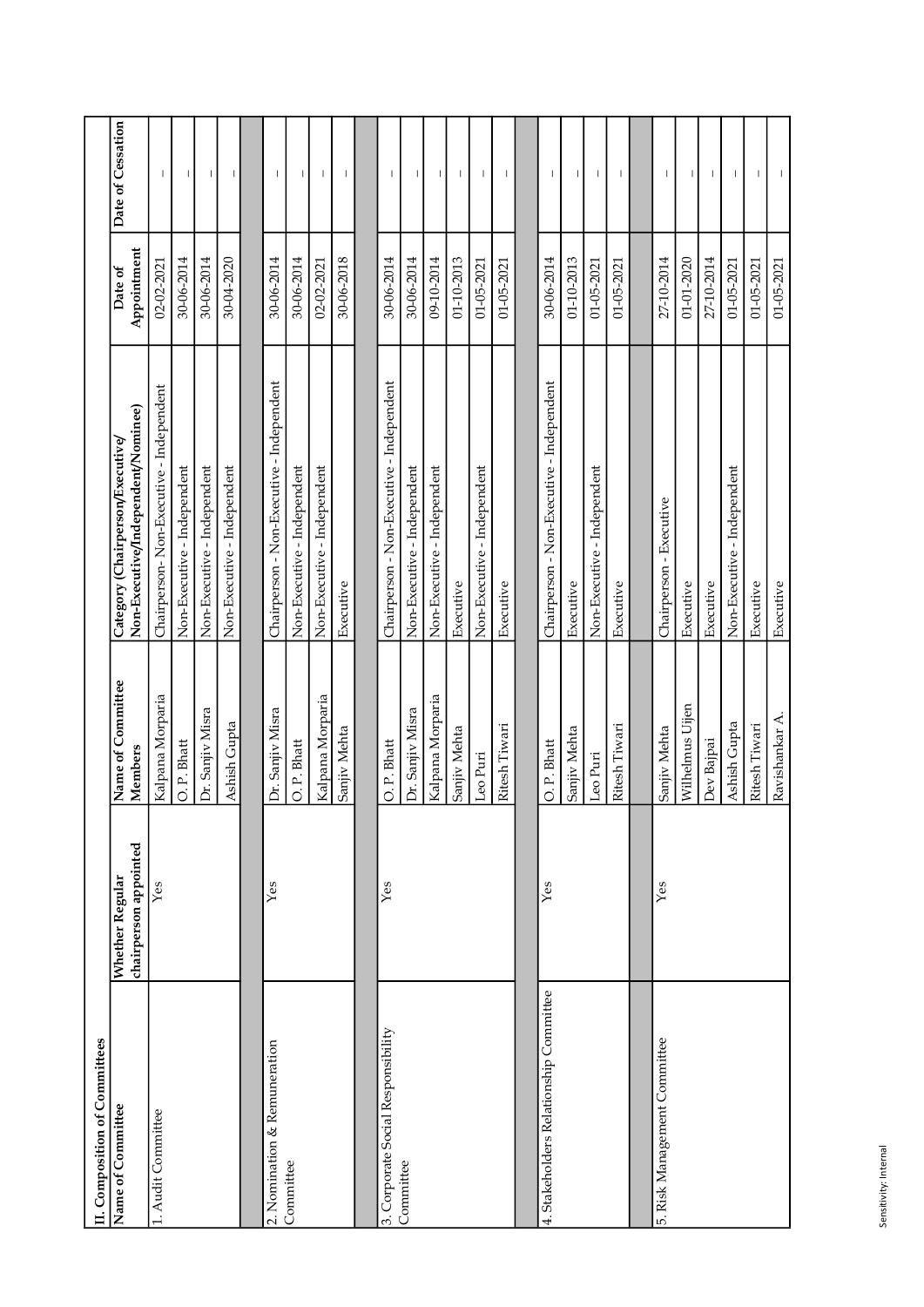## II. Composition of Committees

| Name of Committee | Whether Regular chairperson appointed | Name of Committee Members | Category (Chairperson/Executive/ Non-Executive/Independent/Nominee) | Date of Appointment | Date of Cessation |
|---|---|---|---|---|---|
| 1. Audit Committee | Yes | Kalpana Morparia | Chairperson- Non-Executive - Independent | 02-02-2021 | - |
| | | O. P. Bhatt | Non-Executive - Independent | 30-06-2014 | - |
| | | Dr. Sanjiv Misra | Non-Executive - Independent | 30-06-2014 | - |
| | | Ashish Gupta | Non-Executive - Independent | 30-04-2020 | - |
| 2. Nomination & Remuneration Committee | Yes | Dr. Sanjiv Misra | Chairperson - Non-Executive - Independent | 30-06-2014 | - |
| | | O. P. Bhatt | Non-Executive - Independent | 30-06-2014 | - |
| | | Kalpana Morparia | Non-Executive - Independent | 02-02-2021 | - |
| | | Sanjiv Mehta | Executive | 30-06-2018 | - |
| 3. Corporate Social Responsiblity Committee | Yes | O. P. Bhatt | Chairperson - Non-Executive - Independent | 30-06-2014 | - |
| | | Dr. Sanjiv Misra | Non-Executive - Independent | 30-06-2014 | - |
| | | Kalpana Morparia | Non-Executive - Independent | 09-10-2014 | - |
| | | Sanjiv Mehta | Executive | 01-10-2013 | - |
| | | Leo Puri | Non-Executive - Independent | 01-05-2021 | - |
| | | Ritesh Tiwari | Executive | 01-05-2021 | - |
| 4. Stakeholders Relationship Committee | Yes | O. P. Bhatt | Chairperson - Non-Executive - Independent | 30-06-2014 | - |
| | | Sanjiv Mehta | Executive | 01-10-2013 | - |
| | | Leo Puri | Non-Executive - Independent | 01-05-2021 | - |
| | | Ritesh Tiwari | Executive | 01-05-2021 | - |
| 5. Risk Management Committee | Yes | Sanjiv Mehta | Chairperson - Executive | 27-10-2014 | - |
| | | Wilhelmus Uijen | Executive | 01-01-2020 | - |
| | | Dev Bajpai | Executive | 27-10-2014 | - |
| | | Ashish Gupta | Non-Executive - Independent | 01-05-2021 | - |
| | | Ritesh Tiwari | Executive | 01-05-2021 | - |
| | | Ravishankar A. | Executive | 01-05-2021 | - |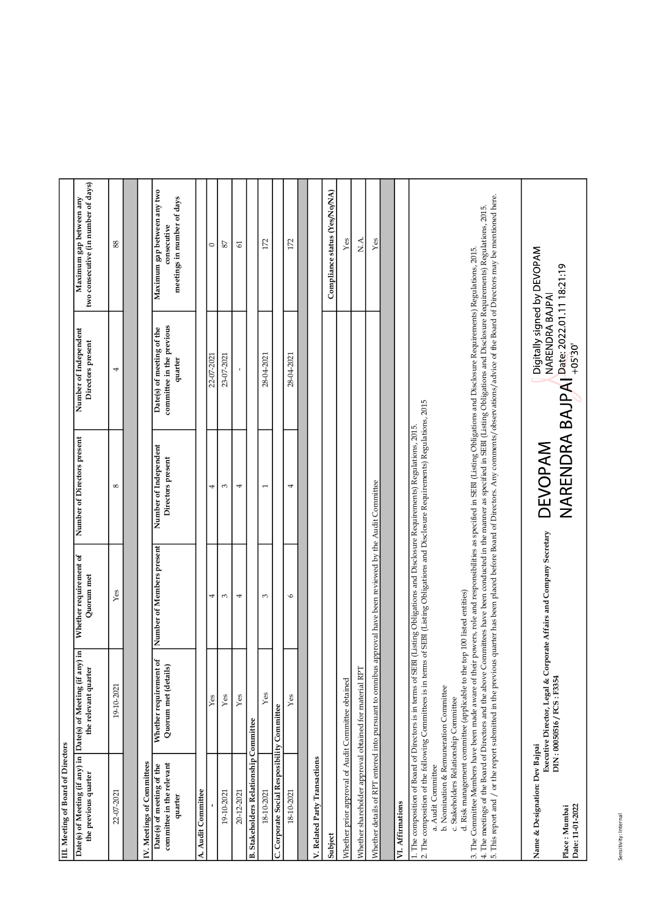## III. Meeting of Board of Directors

| Date(s) of Meeting (if any) in the previous quarter | Date(s) of Meeting (if any) in the relevant quarter | Whether requirement of Quorum met | Number of Directors present | Number of Independent Directors present | Maximum gap between any two consecutive (in number of days) |
|---|---|---|---|---|---|
| 22-07-2021 | 19-10-2021 | Yes | 8 | 4 | 88 |

## IV. Meetings of Committees

| Date(s) of meeting of the committee in the relevant quarter | Whether requirement of Quorum met (details) | Number of Members present | Number of Independent Directors present | Date(s) of meeting of the committee in the previous quarter | Maximum gap between any two consecutive meetings in number of days |
|---|---|---|---|---|---|
| **A. Audit Committee** | | | | | |
| - | Yes | 4 | 4 | 22-07-2021 | 0 |
| 19-10-2021 | Yes | 3 | 3 | 23-07-2021 | 87 |
| 20-12-2021 | Yes | 4 | 4 | - | 61 |
| **B. Stakeholders Relationship Committee** | | | | | |
| 18-10-2021 | Yes | 3 | 1 | 28-04-2021 | 172 |
| **C. Corporate Social Resposibility Committee** | | | | | |
| 18-10-2021 | Yes | 6 | 4 | 28-04-2021 | 172 |

## V. Related Party Transactions

| Subject | Compliance status (Yes/No/NA) |
|---|---|
| Whether prior approval of Audit Committee obtained | Yes |
| Whether shareholder approval obtained for material RPT | N.A. |
| Whether details of RPT entered into pursuant to omnibus approval have been reviewed by the Audit Committee | Yes |

## VI. Affirmations

1. The composition of Board of Directors is in terms of SEBI (Listing Obligations and Disclosure Requirements) Regulations, 2015.
2. The composition of the following Committees is in terms of SEBI (Listing Obligations and Disclosure Requirements) Regulations, 2015
   a. Audit Committee
   b. Nomination & Remuneration Committee
   c. Stakeholders Relationship Committee
   d. Risk management committee (applicable to the top 100 listed entities)
3. The Committee Members have been made aware of their powers, role and responsibilities as specified in SEBI (Listing Obligations and Disclosure Requirements) Regulations, 2015.
4. The meetings of the Board of Directors and the above Committees have been conducted in the manner as specified in SEBI (Listing Obligations and Disclosure Requirements) Regulations, 2015.
5. This report and / or the report submitted in the previous quarter has been placed before Board of Directors. Any comments/ observations/advice of the Board of Directors may be mentioned here.

**Name & Designation: Dev Bajpai**
**Executive Director, Legal & Corporate Affairs and Company Secretary**
**DIN : 00050516 / FCS : F3354**

DEVOPAM NARENDRA BAJPAI
Digitally signed by DEVOPAM NARENDRA BAJPAI
Date: 2022.01.11 18:21:19 +05'30'

**Place : Mumbai**
**Date: 11-01-2022**

Sensitivity: Internal